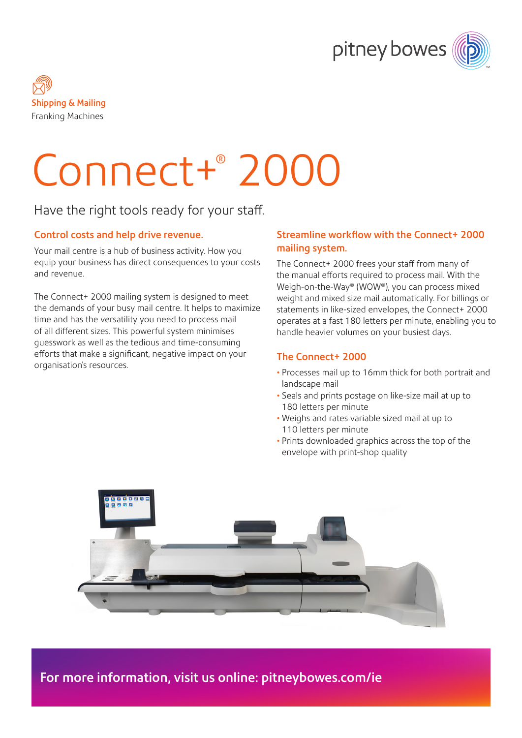Shipping & Mailing

Franking Machines

# Connect+® 2000

Have the right tools ready for your staff.

## Control costs and help drive revenue.

Your mail centre is a hub of business activity. How you equip your business has direct consequences to your costs and revenue.

The Connect+ 2000 mailing system is designed to meet the demands of your busy mail centre. It helps to maximize time and has the versatility you need to process mail of all different sizes. This powerful system minimises guesswork as well as the tedious and time-consuming efforts that make a significant, negative impact on your organisation's resources.

## Streamline workflow with the Connect+ 2000 mailing system.

The Connect+ 2000 frees your staff from many of the manual efforts required to process mail. With the Weigh-on-the-Way® (WOW®), you can process mixed weight and mixed size mail automatically. For billings or statements in like-sized envelopes, the Connect+ 2000 operates at a fast 180 letters per minute, enabling you to handle heavier volumes on your busiest days.

## The Connect+ 2000

- Processes mail up to 16mm thick for both portrait and landscape mail
- Seals and prints postage on like-size mail at up to 180 letters per minute
- Weighs and rates variable sized mail at up to 110 letters per minute
- Prints downloaded graphics across the top of the envelope with print-shop quality

**For more information, visit us online: pitneybowes.com/ie**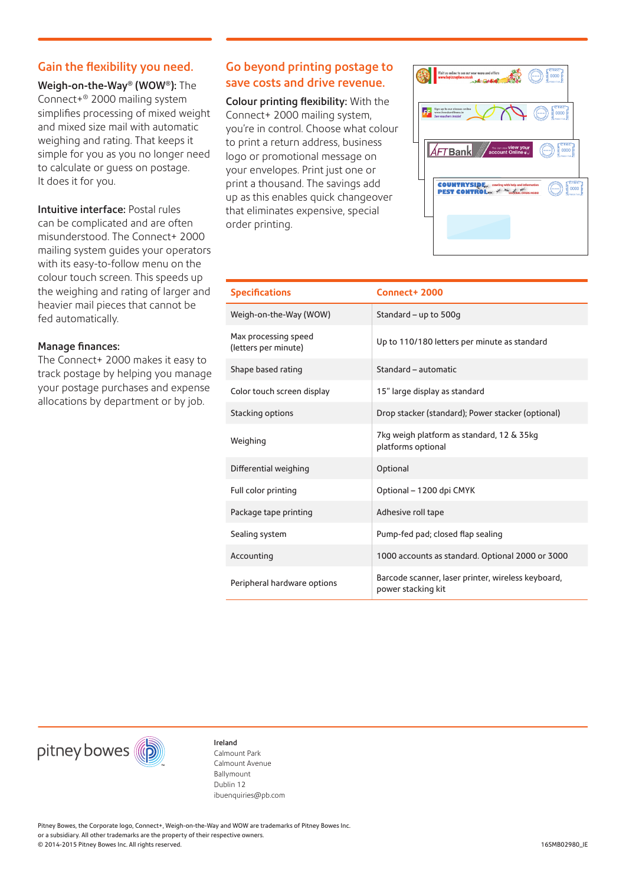## Gain the flexibility you need.

**Weigh-on-the-Way® (WOW®):** The Connect+® 2000 mailing system simplifies processing of mixed weight and mixed size mail with automatic weighing and rating. That keeps it simple for you as you no longer need to calculate or guess on postage. It does it for you.

**Intuitive interface:** Postal rules can be complicated and are often misunderstood. The Connect+ 2000 mailing system guides your operators with its easy-to-follow menu on the colour touch screen. This speeds up the weighing and rating of larger and heavier mail pieces that cannot be fed automatically.

**Manage finances:**
The Connect+ 2000 makes it easy to track postage by helping you manage your postage purchases and expense allocations by department or by job.

## Go beyond printing postage to save costs and drive revenue.

**Colour printing flexibility:** With the Connect+ 2000 mailing system, you're in control. Choose what colour to print a return address, business logo or promotional message on your envelopes. Print just one or print a thousand. The savings add up as this enables quick changeover that eliminates expensive, special order printing.

| Specifications | Connect+ 2000 |
|---|---|
| Weigh-on-the-Way (WOW) | Standard – up to 500g |
| Max processing speed (letters per minute) | Up to 110/180 letters per minute as standard |
| Shape based rating | Standard – automatic |
| Color touch screen display | 15" large display as standard |
| Stacking options | Drop stacker (standard); Power stacker (optional) |
| Weighing | 7kg weigh platform as standard, 12 & 35kg platforms optional |
| Differential weighing | Optional |
| Full color printing | Optional – 1200 dpi CMYK |
| Package tape printing | Adhesive roll tape |
| Sealing system | Pump-fed pad; closed flap sealing |
| Accounting | 1000 accounts as standard. Optional 2000 or 3000 |
| Peripheral hardware options | Barcode scanner, laser printer, wireless keyboard, power stacking kit |

pitney bowes

**Ireland**
Calmount Park
Calmount Avenue
Ballymount
Dublin 12
ibuenquiries@pb.com

Pitney Bowes, the Corporate logo, Connect+, Weigh-on-the-Way and WOW are trademarks of Pitney Bowes Inc. or a subsidiary. All other trademarks are the property of their respective owners.
© 2014-2015 Pitney Bowes Inc. All rights reserved.

16SMB02980_IE